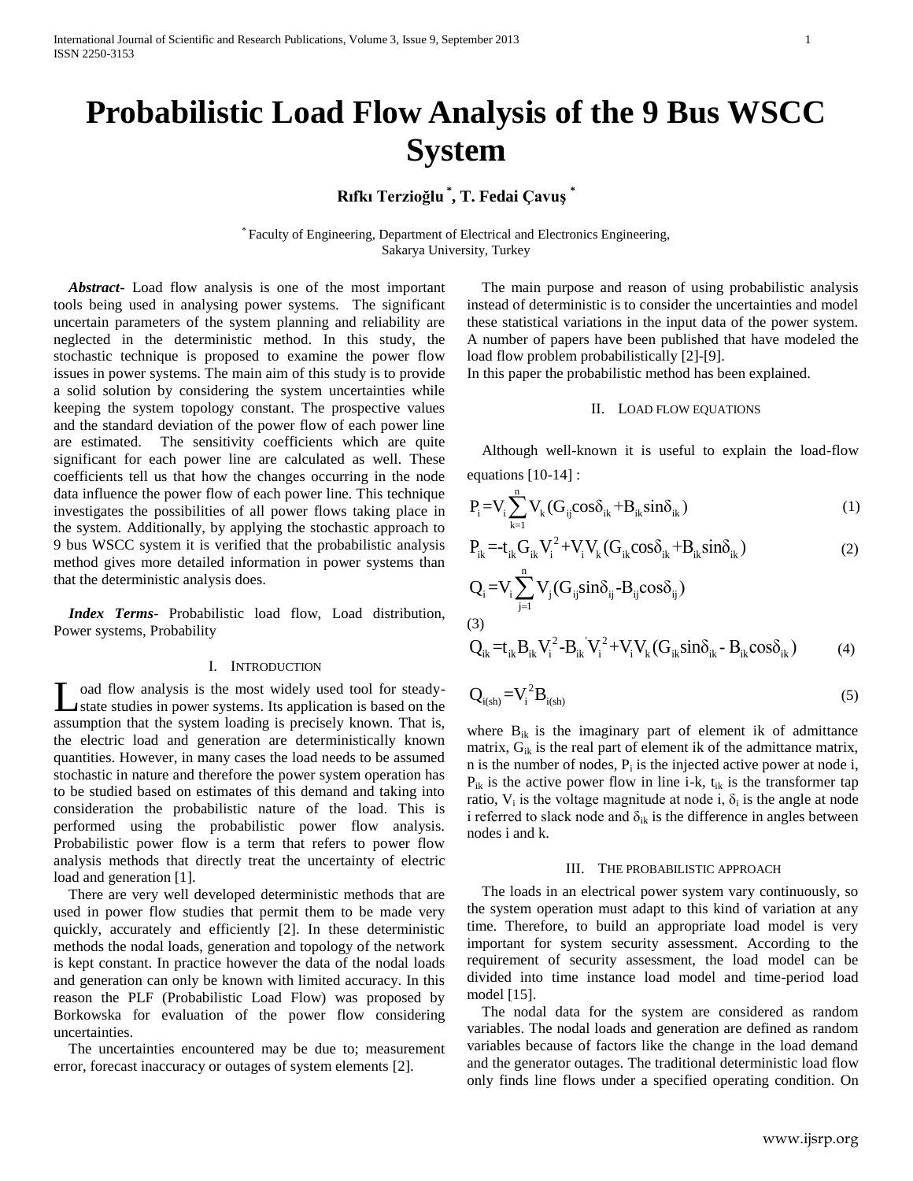# Probabilistic Load Flow Analysis of the 9 Bus WSCC System

**Rıfkı Terzioğlu [*], T. Fedai Çavuş [*]**

[*] Faculty of Engineering, Department of Electrical and Electronics Engineering, Sakarya University, Turkey

***Abstract*-** Load flow analysis is one of the most important tools being used in analysing power systems. The significant uncertain parameters of the system planning and reliability are neglected in the deterministic method. In this study, the stochastic technique is proposed to examine the power flow issues in power systems. The main aim of this study is to provide a solid solution by considering the system uncertainties while keeping the system topology constant. The prospective values and the standard deviation of the power flow of each power line are estimated. The sensitivity coefficients which are quite significant for each power line are calculated as well. These coefficients tell us that how the changes occurring in the node data influence the power flow of each power line. This technique investigates the possibilities of all power flows taking place in the system. Additionally, by applying the stochastic approach to 9 bus WSCC system it is verified that the probabilistic analysis method gives more detailed information in power systems than that the deterministic analysis does.

***Index Terms*-** Probabilistic load flow, Load distribution, Power systems, Probability

## I. Introduction

Load flow analysis is the most widely used tool for steady-state studies in power systems. Its application is based on the assumption that the system loading is precisely known. That is, the electric load and generation are deterministically known quantities. However, in many cases the load needs to be assumed stochastic in nature and therefore the power system operation has to be studied based on estimates of this demand and taking into consideration the probabilistic nature of the load. This is performed using the probabilistic power flow analysis. Probabilistic power flow is a term that refers to power flow analysis methods that directly treat the uncertainty of electric load and generation [1].

There are very well developed deterministic methods that are used in power flow studies that permit them to be made very quickly, accurately and efficiently [2]. In these deterministic methods the nodal loads, generation and topology of the network is kept constant. In practice however the data of the nodal loads and generation can only be known with limited accuracy. In this reason the PLF (Probabilistic Load Flow) was proposed by Borkowska for evaluation of the power flow considering uncertainties.

The uncertainties encountered may be due to; measurement error, forecast inaccuracy or outages of system elements [2].

The main purpose and reason of using probabilistic analysis instead of deterministic is to consider the uncertainties and model these statistical variations in the input data of the power system. A number of papers have been published that have modeled the load flow problem probabilistically [2]-[9].

In this paper the probabilistic method has been explained.

## II. Load flow equations

Although well-known it is useful to explain the load-flow equations [10-14] :

$$P_i = V_i \sum_{k=1}^{n} V_k (G_{ij} \cos\delta_{ik} + B_{ik} \sin\delta_{ik}) \tag{1}$$

$$P_{ik} = -t_{ik} G_{ik} V_i^2 + V_i V_k (G_{ik} \cos\delta_{ik} + B_{ik} \sin\delta_{ik}) \tag{2}$$

$$Q_i = V_i \sum_{j=1}^{n} V_j (G_{ij} \sin\delta_{ij} - B_{ij} \cos\delta_{ij}) \tag{3}$$

$$Q_{ik} = t_{ik} B_{ik} V_i^2 - B_{ik}' V_i^2 + V_i V_k (G_{ik} \sin\delta_{ik} - B_{ik} \cos\delta_{ik}) \tag{4}$$

$$Q_{i(sh)} = V_i^2 B_{i(sh)} \tag{5}$$

where $B_{ik}$ is the imaginary part of element ik of admittance matrix, $G_{ik}$ is the real part of element ik of the admittance matrix, n is the number of nodes, $P_i$ is the injected active power at node i, $P_{ik}$ is the active power flow in line i-k, $t_{ik}$ is the transformer tap ratio, $V_i$ is the voltage magnitude at node i, $\delta_i$ is the angle at node i referred to slack node and $\delta_{ik}$ is the difference in angles between nodes i and k.

## III. The probabilistic approach

The loads in an electrical power system vary continuously, so the system operation must adapt to this kind of variation at any time. Therefore, to build an appropriate load model is very important for system security assessment. According to the requirement of security assessment, the load model can be divided into time instance load model and time-period load model [15].

The nodal data for the system are considered as random variables. The nodal loads and generation are defined as random variables because of factors like the change in the load demand and the generator outages. The traditional deterministic load flow only finds line flows under a specified operating condition. On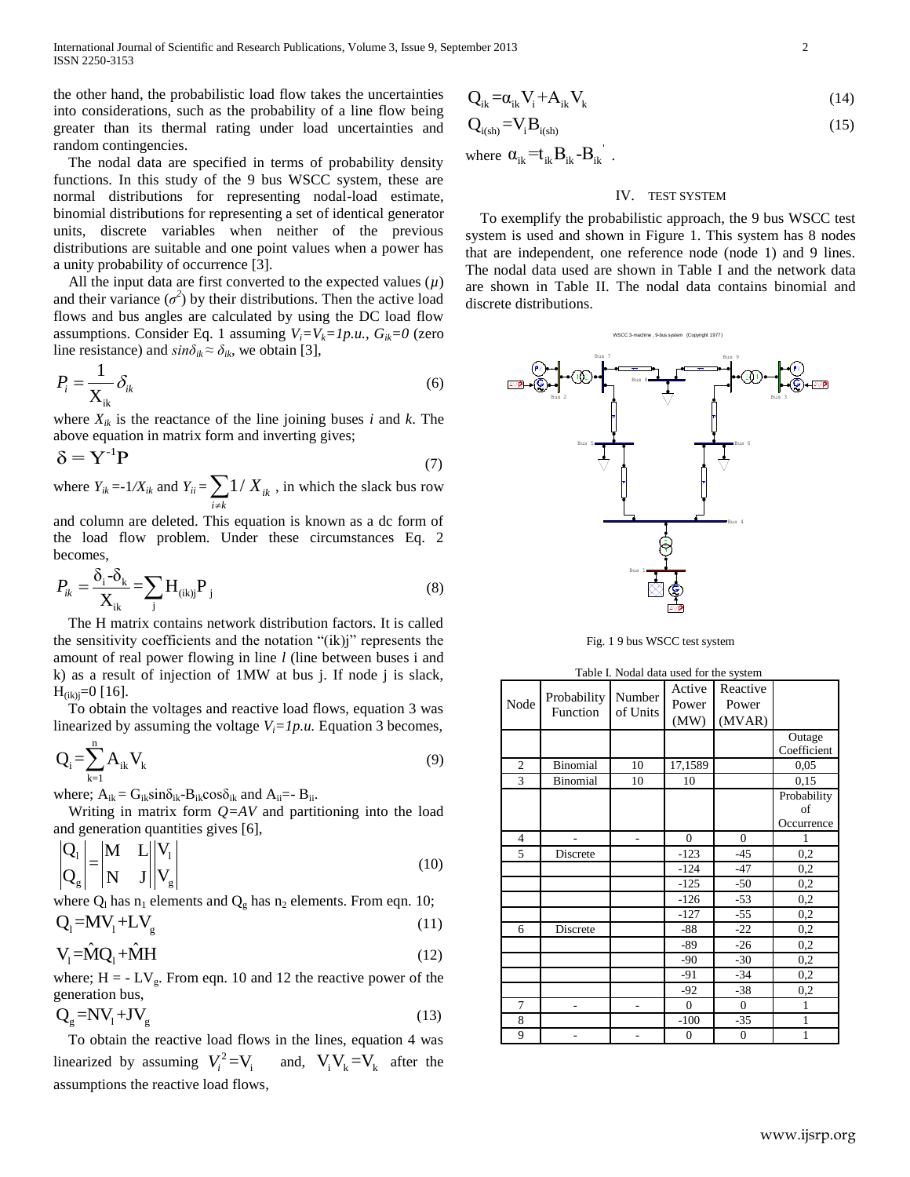the other hand, the probabilistic load flow takes the uncertainties into considerations, such as the probability of a line flow being greater than its thermal rating under load uncertainties and random contingencies.

The nodal data are specified in terms of probability density functions. In this study of the 9 bus WSCC system, these are normal distributions for representing nodal-load estimate, binomial distributions for representing a set of identical generator units, discrete variables when neither of the previous distributions are suitable and one point values when a power has a unity probability of occurrence [3].

All the input data are first converted to the expected values ($\mu$) and their variance ($\sigma^2$) by their distributions. Then the active load flows and bus angles are calculated by using the DC load flow assumptions. Consider Eq. 1 assuming $V_i=V_k=1p.u.$, $G_{ik}=0$ (zero line resistance) and $sin\delta_{ik} \approx \delta_{ik}$, we obtain [3],

$$P_i = \frac{1}{X_{ik}} \delta_{ik} \tag{6}$$

where $X_{ik}$ is the reactance of the line joining buses $i$ and $k$. The above equation in matrix form and inverting gives;

$$\delta = Y^{-1}P \tag{7}$$

where $Y_{ik}=-1/X_{ik}$ and $Y_{ii}=\sum_{i \neq k} 1/X_{ik}$, in which the slack bus row and column are deleted. This equation is known as a dc form of the load flow problem. Under these circumstances Eq. 2 becomes,

$$P_{ik} = \frac{\delta_i - \delta_k}{X_{ik}} = \sum_j H_{(ik)j} P_j \tag{8}$$

The H matrix contains network distribution factors. It is called the sensitivity coefficients and the notation "(ik)j" represents the amount of real power flowing in line $l$ (line between buses i and k) as a result of injection of 1MW at bus j. If node j is slack, $H_{(ik)j}=0$ [16].

To obtain the voltages and reactive load flows, equation 3 was linearized by assuming the voltage $V_i=1p.u.$ Equation 3 becomes,

$$Q_i = \sum_{k=1}^{n} A_{ik} V_k \tag{9}$$

where; $A_{ik}= G_{ik}sin\delta_{ik}-B_{ik}cos\delta_{ik}$ and $A_{ii}=- B_{ii}$.

Writing in matrix form $Q=AV$ and partitioning into the load and generation quantities gives [6],

$$\begin{vmatrix} Q_l \\ Q_g \end{vmatrix} = \begin{vmatrix} M & L \\ N & J \end{vmatrix} \begin{vmatrix} V_l \\ V_g \end{vmatrix} \tag{10}$$

where $Q_l$ has $n_1$ elements and $Q_g$ has $n_2$ elements. From eqn. 10;

$$Q_l = MV_l + LV_g \tag{11}$$

$$V_l = \hat{M}Q_l + \hat{M}H \tag{12}$$

where; $H = - LV_g$. From eqn. 10 and 12 the reactive power of the generation bus,

$$Q_g = NV_l + JV_g \tag{13}$$

To obtain the reactive load flows in the lines, equation 4 was linearized by assuming $V_i^2=V_i$ and, $V_iV_k=V_k$ after the assumptions the reactive load flows,

$$Q_{ik} = \alpha_{ik}V_i + A_{ik}V_k \tag{14}$$

$$Q_{i(sh)} = V_i B_{i(sh)} \tag{15}$$

where $\alpha_{ik}=t_{ik}B_{ik}-B_{ik}{'}$.

## IV. TEST SYSTEM

To exemplify the probabilistic approach, the 9 bus WSCC test system is used and shown in Figure 1. This system has 8 nodes that are independent, one reference node (node 1) and 9 lines. The nodal data used are shown in Table I and the network data are shown in Table II. The nodal data contains binomial and discrete distributions.

Fig. 1 9 bus WSCC test system

Table I. Nodal data used for the system

| Node | Probability Function | Number of Units | Active Power (MW) | Reactive Power (MVAR) | |
|---|---|---|---|---|---|
| | | | | | Outage Coefficient |
| 2 | Binomial | 10 | 17,1589 | | 0,05 |
| 3 | Binomial | 10 | 10 | | 0,15 |
| | | | | | Probability of Occurence |
| 4 | - | - | 0 | 0 | 1 |
| 5 | Discrete | | -123 | -45 | 0,2 |
| | | | -124 | -47 | 0,2 |
| | | | -125 | -50 | 0,2 |
| | | | -126 | -53 | 0,2 |
| | | | -127 | -55 | 0,2 |
| 6 | Discrete | | -88 | -22 | 0,2 |
| | | | -89 | -26 | 0,2 |
| | | | -90 | -30 | 0,2 |
| | | | -91 | -34 | 0,2 |
| | | | -92 | -38 | 0,2 |
| 7 | - | - | 0 | 0 | 1 |
| 8 | | | -100 | -35 | 1 |
| 9 | - | - | 0 | 0 | 1 |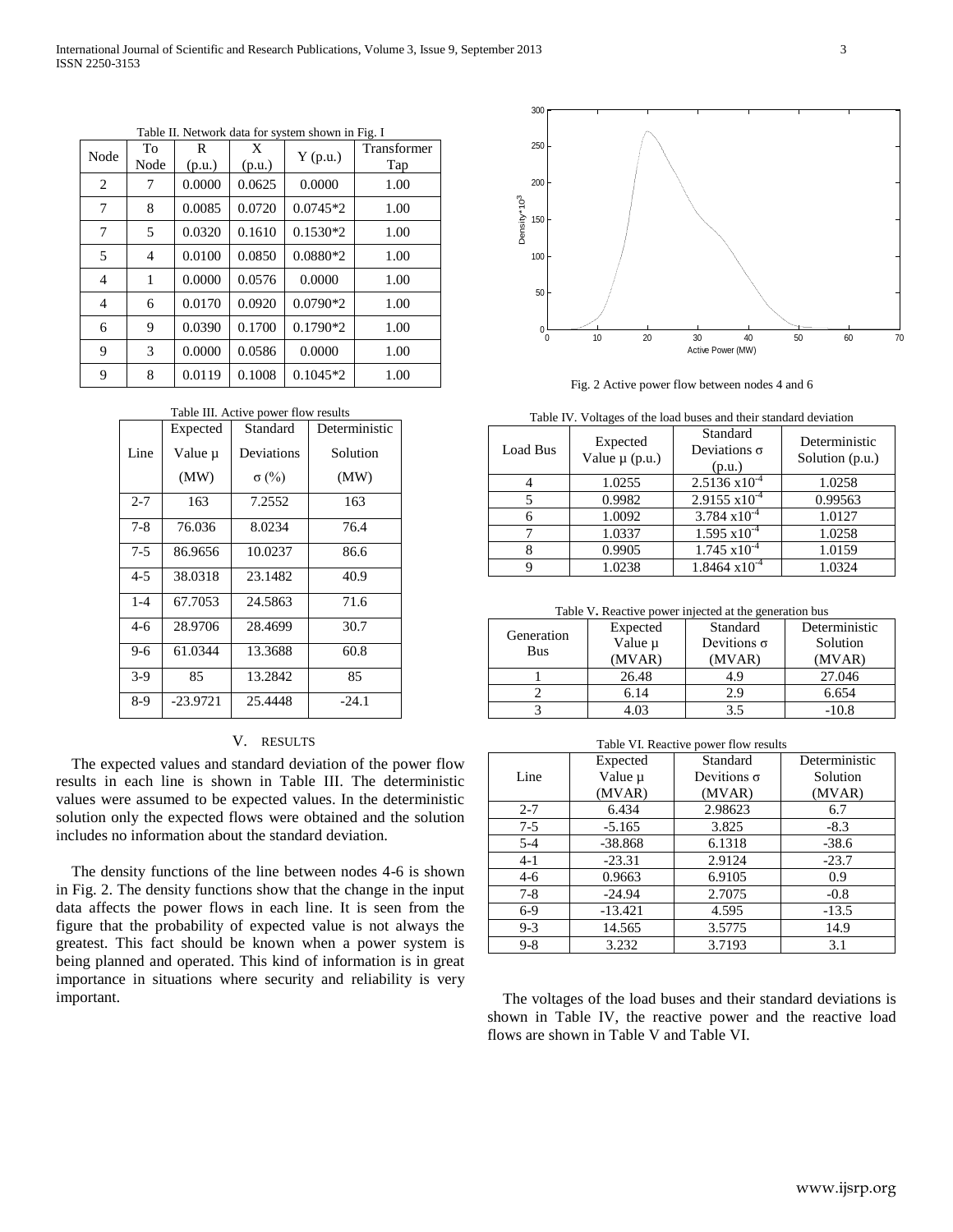Table II. Network data for system shown in Fig. I

| Node | To Node | R (p.u.) | X (p.u.) | Y (p.u.) | Transformer Tap |
|---|---|---|---|---|---|
| 2 | 7 | 0.0000 | 0.0625 | 0.0000 | 1.00 |
| 7 | 8 | 0.0085 | 0.0720 | 0.0745*2 | 1.00 |
| 7 | 5 | 0.0320 | 0.1610 | 0.1530*2 | 1.00 |
| 5 | 4 | 0.0100 | 0.0850 | 0.0880*2 | 1.00 |
| 4 | 1 | 0.0000 | 0.0576 | 0.0000 | 1.00 |
| 4 | 6 | 0.0170 | 0.0920 | 0.0790*2 | 1.00 |
| 6 | 9 | 0.0390 | 0.1700 | 0.1790*2 | 1.00 |
| 9 | 3 | 0.0000 | 0.0586 | 0.0000 | 1.00 |
| 9 | 8 | 0.0119 | 0.1008 | 0.1045*2 | 1.00 |

Table III. Active power flow results

| Line | Expected Value μ (MW) | Standard Deviations σ (%) | Deterministic Solution (MW) |
|---|---|---|---|
| 2-7 | 163 | 7.2552 | 163 |
| 7-8 | 76.036 | 8.0234 | 76.4 |
| 7-5 | 86.9656 | 10.0237 | 86.6 |
| 4-5 | 38.0318 | 23.1482 | 40.9 |
| 1-4 | 67.7053 | 24.5863 | 71.6 |
| 4-6 | 28.9706 | 28.4699 | 30.7 |
| 9-6 | 61.0344 | 13.3688 | 60.8 |
| 3-9 | 85 | 13.2842 | 85 |
| 8-9 | -23.9721 | 25.4448 | -24.1 |

## V. RESULTS

The expected values and standard deviation of the power flow results in each line is shown in Table III. The deterministic values were assumed to be expected values. In the deterministic solution only the expected flows were obtained and the solution includes no information about the standard deviation.

The density functions of the line between nodes 4-6 is shown in Fig. 2. The density functions show that the change in the input data affects the power flows in each line. It is seen from the figure that the probability of expected value is not always the greatest. This fact should be known when a power system is being planned and operated. This kind of information is in great importance in situations where security and reliability is very important.

Fig. 2 Active power flow between nodes 4 and 6

Table IV. Voltages of the load buses and their standard deviation

| Load Bus | Expected Value μ (p.u.) | Standard Deviations σ (p.u.) | Deterministic Solution (p.u.) |
|---|---|---|---|
| 4 | 1.0255 | $2.5136 \times 10^{-4}$ | 1.0258 |
| 5 | 0.9982 | $2.9155 \times 10^{-4}$ | 0.99563 |
| 6 | 1.0092 | $3.784 \times 10^{-4}$ | 1.0127 |
| 7 | 1.0337 | $1.595 \times 10^{-4}$ | 1.0258 |
| 8 | 0.9905 | $1.745 \times 10^{-4}$ | 1.0159 |
| 9 | 1.0238 | $1.8464 \times 10^{-4}$ | 1.0324 |

Table V. Reactive power injected at the generation bus

| Generation Bus | Expected Value μ (MVAR) | Standard Devitions σ (MVAR) | Deterministic Solution (MVAR) |
|---|---|---|---|
| 1 | 26.48 | 4.9 | 27.046 |
| 2 | 6.14 | 2.9 | 6.654 |
| 3 | 4.03 | 3.5 | -10.8 |

Table VI. Reactive power flow results

| Line | Expected Value μ (MVAR) | Standard Devitions σ (MVAR) | Deterministic Solution (MVAR) |
|---|---|---|---|
| 2-7 | 6.434 | 2.98623 | 6.7 |
| 7-5 | -5.165 | 3.825 | -8.3 |
| 5-4 | -38.868 | 6.1318 | -38.6 |
| 4-1 | -23.31 | 2.9124 | -23.7 |
| 4-6 | 0.9663 | 6.9105 | 0.9 |
| 7-8 | -24.94 | 2.7075 | -0.8 |
| 6-9 | -13.421 | 4.595 | -13.5 |
| 9-3 | 14.565 | 3.5775 | 14.9 |
| 9-8 | 3.232 | 3.7193 | 3.1 |

The voltages of the load buses and their standard deviations is shown in Table IV, the reactive power and the reactive load flows are shown in Table V and Table VI.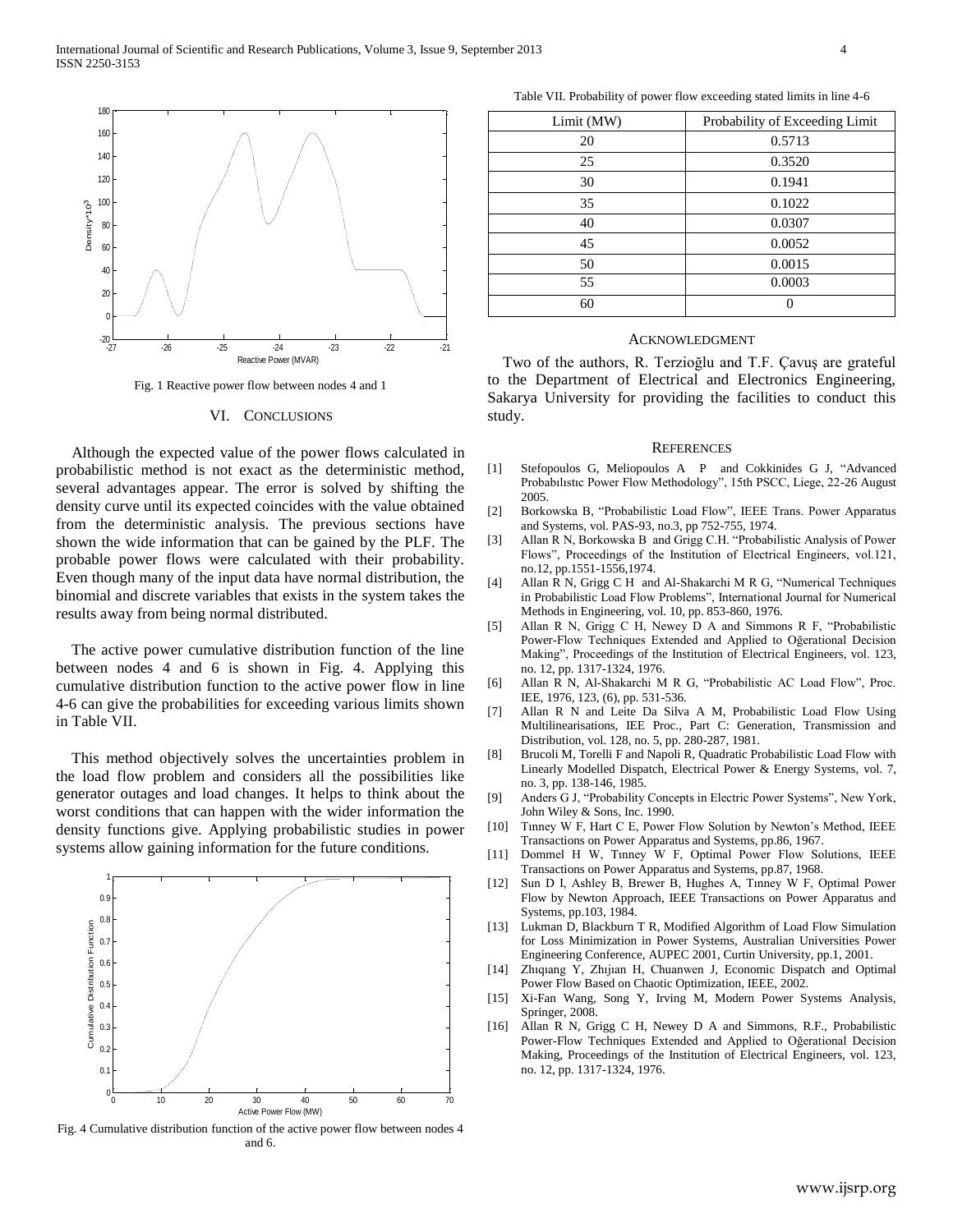180
160
140
120
100
80
60
40
20
0
-20

-27 -26 -25 -24 -23 -22 -21

Density*10$^3$

Reactive Power (MVAR)

Fig. 1 Reactive power flow between nodes 4 and 1

## VI. Conclusions

Although the expected value of the power flows calculated in probabilistic method is not exact as the deterministic method, several advantages appear. The error is solved by shifting the density curve until its expected coincides with the value obtained from the deterministic analysis. The previous sections have shown the wide information that can be gained by the PLF. The probable power flows were calculated with their probability. Even though many of the input data have normal distribution, the binomial and discrete variables that exists in the system takes the results away from being normal distributed.

The active power cumulative distribution function of the line between nodes 4 and 6 is shown in Fig. 4. Applying this cumulative distribution function to the active power flow in line 4-6 can give the probabilities for exceeding various limits shown in Table VII.

This method objectively solves the uncertainties problem in the load flow problem and considers all the possibilities like generator outages and load changes. It helps to think about the worst conditions that can happen with the wider information the density functions give. Applying probabilistic studies in power systems allow gaining information for the future conditions.

1
0.9
0.8
0.7
0.6
0.5
0.4
0.3
0.2
0.1
0

0 10 20 30 40 50 60 70

Cumulative Distribution Function

Active Power Flow (MW)

Fig. 4 Cumulative distribution function of the active power flow between nodes 4 and 6.

Table VII. Probability of power flow exceeding stated limits in line 4-6

| Limit (MW) | Probability of Exceeding Limit |
|---|---|
| 20 | 0.5713 |
| 25 | 0.3520 |
| 30 | 0.1941 |
| 35 | 0.1022 |
| 40 | 0.0307 |
| 45 | 0.0052 |
| 50 | 0.0015 |
| 55 | 0.0003 |
| 60 | 0 |

## Acknowledgment

Two of the authors, R. Terzioğlu and T.F. Çavuş are grateful to the Department of Electrical and Electronics Engineering, Sakarya University for providing the facilities to conduct this study.

## References

[1] Stefopoulos G, Meliopoulos A P and Cokkinides G J, "Advanced Probabılıstıc Power Flow Methodology", 15th PSCC, Liege, 22-26 August 2005.

[2] Borkowska B, "Probabilistic Load Flow", IEEE Trans. Power Apparatus and Systems, vol. PAS-93, no.3, pp 752-755, 1974.

[3] Allan R N, Borkowska B and Grigg C.H. "Probabilistic Analysis of Power Flows", Proceedings of the Institution of Electrical Engineers, vol.121, no.12, pp.1551-1556,1974.

[4] Allan R N, Grigg C H and Al-Shakarchi M R G, "Numerical Techniques in Probabilistic Load Flow Problems", International Journal for Numerical Methods in Engineering, vol. 10, pp. 853-860, 1976.

[5] Allan R N, Grigg C H, Newey D A and Simmons R F, "Probabilistic Power-Flow Techniques Extended and Applied to Oğerational Decision Making", Proceedings of the Institution of Electrical Engineers, vol. 123, no. 12, pp. 1317-1324, 1976.

[6] Allan R N, Al-Shakarchi M R G, "Probabilistic AC Load Flow", Proc. IEE, 1976, 123, (6), pp. 531-536.

[7] Allan R N and Leite Da Silva A M, Probabilistic Load Flow Using Multilinearisations, IEE Proc., Part C: Generation, Transmission and Distribution, vol. 128, no. 5, pp. 280-287, 1981.

[8] Brucoli M, Torelli F and Napoli R, Quadratic Probabilistic Load Flow with Linearly Modelled Dispatch, Electrical Power & Energy Systems, vol. 7, no. 3, pp. 138-146, 1985.

[9] Anders G J, "Probability Concepts in Electric Power Systems", New York, John Wiley & Sons, Inc. 1990.

[10] Tınney W F, Hart C E, Power Flow Solution by Newton's Method, IEEE Transactions on Power Apparatus and Systems, pp.86, 1967.

[11] Dommel H W, Tınney W F, Optimal Power Flow Solutions, IEEE Transactions on Power Apparatus and Systems, pp.87, 1968.

[12] Sun D I, Ashley B, Brewer B, Hughes A, Tınney W F, Optimal Power Flow by Newton Approach, IEEE Transactions on Power Apparatus and Systems, pp.103, 1984.

[13] Lukman D, Blackburn T R, Modified Algorithm of Load Flow Simulation for Loss Minimization in Power Systems, Australian Universities Power Engineering Conference, AUPEC 2001, Curtin University, pp.1, 2001.

[14] Zhıqıang Y, Zhıjıan H, Chuanwen J, Economic Dispatch and Optimal Power Flow Based on Chaotic Optimization, IEEE, 2002.

[15] Xi-Fan Wang, Song Y, Irving M, Modern Power Systems Analysis, Springer, 2008.

[16] Allan R N, Grigg C H, Newey D A and Simmons, R.F., Probabilistic Power-Flow Techniques Extended and Applied to Oğerational Decision Making, Proceedings of the Institution of Electrical Engineers, vol. 123, no. 12, pp. 1317-1324, 1976.